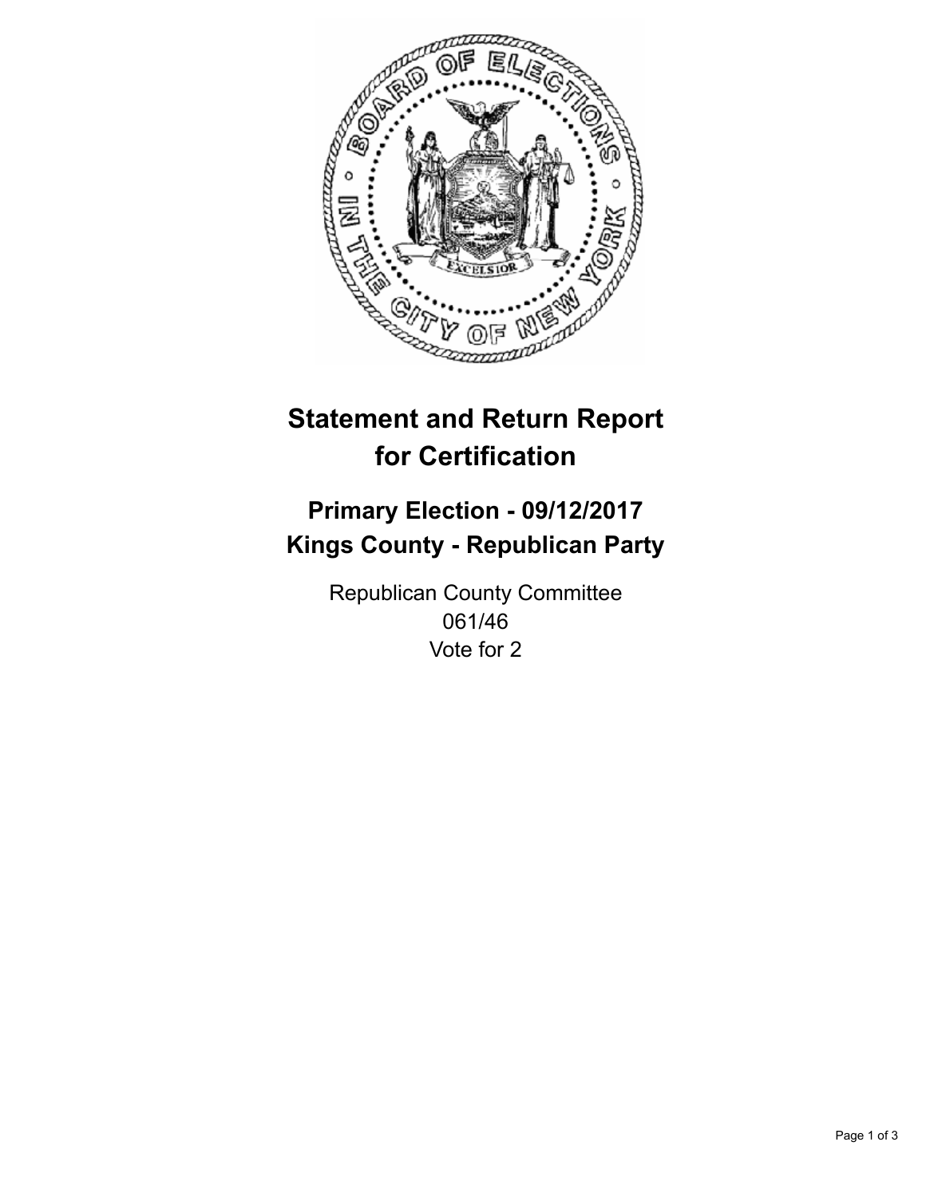# Statement and Return Report for Certification

## Primary Election - 09/12/2017
## Kings County - Republican Party

Republican County Committee
061/46
Vote for 2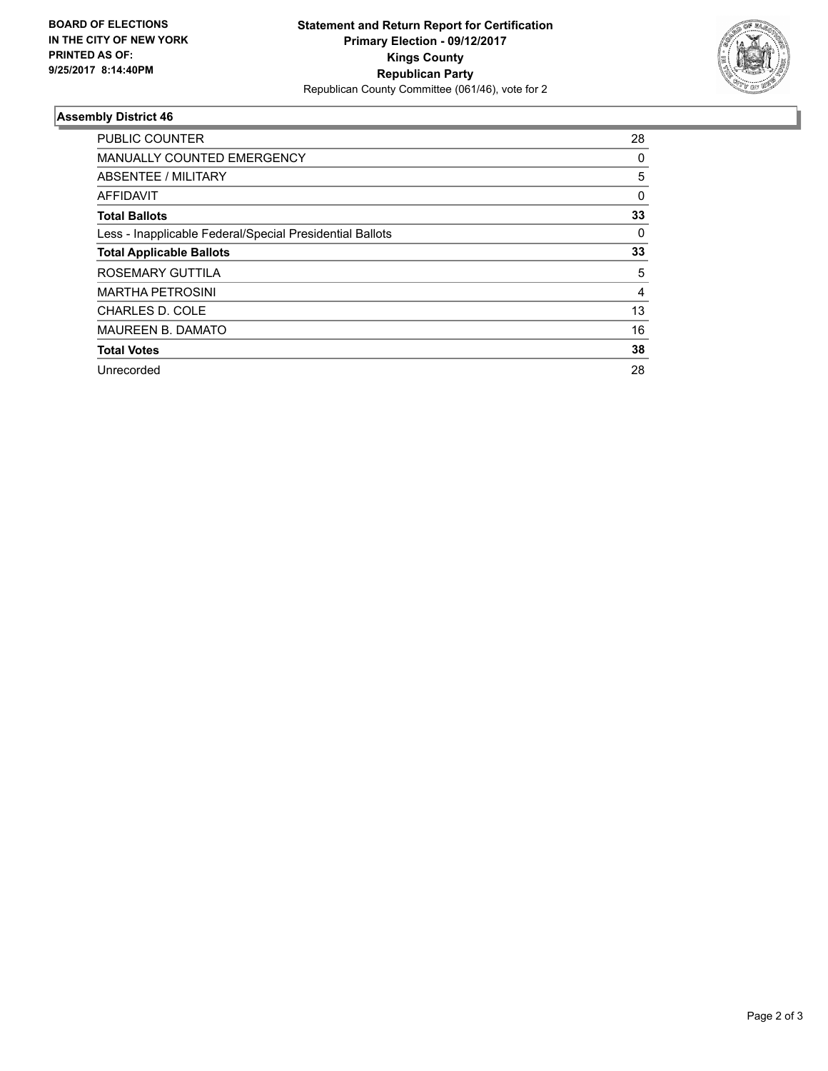**BOARD OF ELECTIONS IN THE CITY OF NEW YORK PRINTED AS OF: 9/25/2017 8:14:40PM**

**Statement and Return Report for Certification**
**Primary Election - 09/12/2017**
**Kings County**
**Republican Party**
Republican County Committee (061/46), vote for 2

## Assembly District 46

| | |
|---|---|
| PUBLIC COUNTER | 28 |
| MANUALLY COUNTED EMERGENCY | 0 |
| ABSENTEE / MILITARY | 5 |
| AFFIDAVIT | 0 |
| **Total Ballots** | **33** |
| Less - Inapplicable Federal/Special Presidential Ballots | 0 |
| **Total Applicable Ballots** | **33** |
| ROSEMARY GUTTILA | 5 |
| MARTHA PETROSINI | 4 |
| CHARLES D. COLE | 13 |
| MAUREEN B. DAMATO | 16 |
| **Total Votes** | **38** |
| Unrecorded | 28 |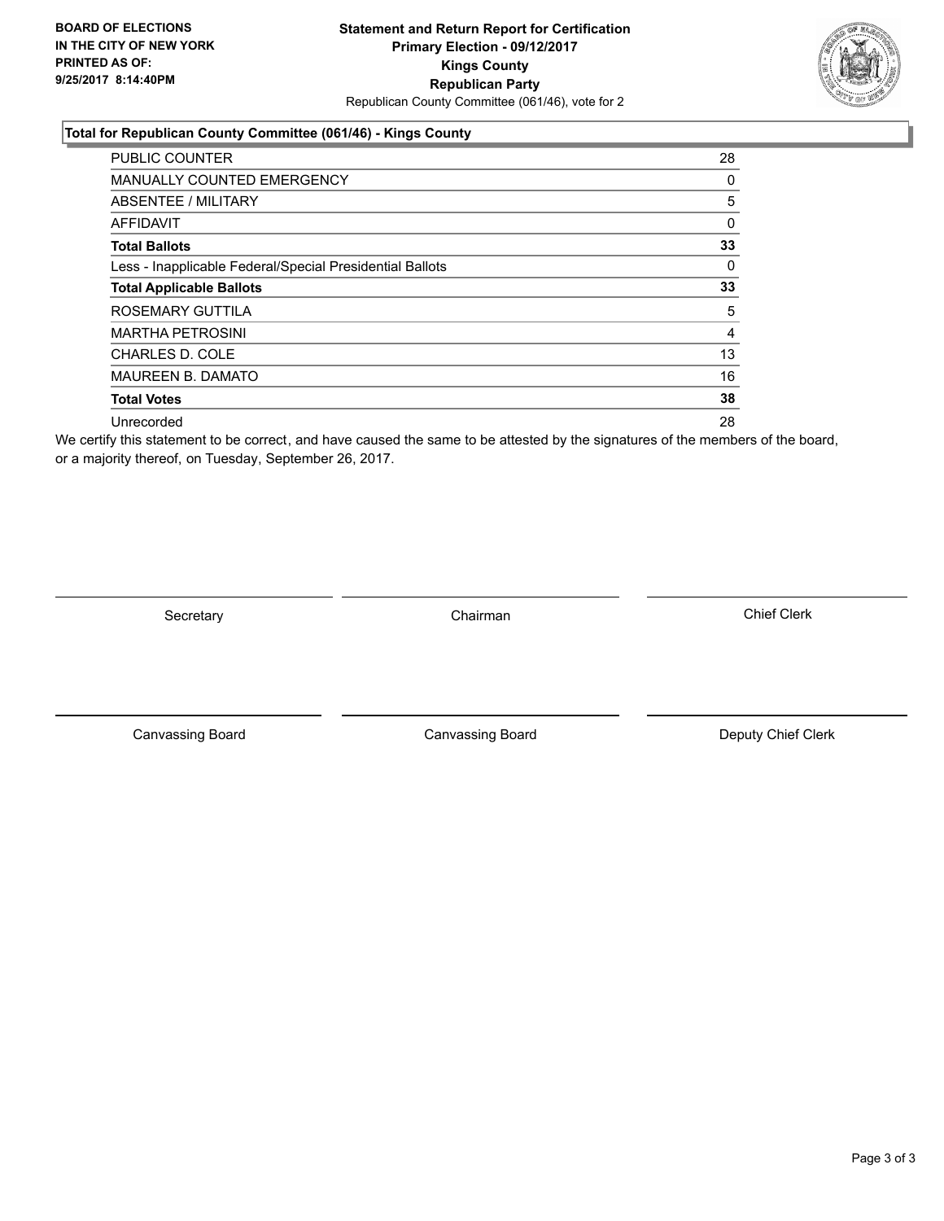**BOARD OF ELECTIONS**
**IN THE CITY OF NEW YORK**
**PRINTED AS OF:**
**9/25/2017 8:14:40PM**

**Statement and Return Report for Certification**
**Primary Election - 09/12/2017**
**Kings County**
**Republican Party**
Republican County Committee (061/46), vote for 2

### Total for Republican County Committee (061/46) - Kings County

| | |
|---|---|
| PUBLIC COUNTER | 28 |
| MANUALLY COUNTED EMERGENCY | 0 |
| ABSENTEE / MILITARY | 5 |
| AFFIDAVIT | 0 |
| **Total Ballots** | **33** |
| Less - Inapplicable Federal/Special Presidential Ballots | 0 |
| **Total Applicable Ballots** | **33** |
| ROSEMARY GUTTILA | 5 |
| MARTHA PETROSINI | 4 |
| CHARLES D. COLE | 13 |
| MAUREEN B. DAMATO | 16 |
| **Total Votes** | **38** |
| Unrecorded | 28 |

We certify this statement to be correct, and have caused the same to be attested by the signatures of the members of the board, or a majority thereof, on Tuesday, September 26, 2017.

Secretary

Chairman

Chief Clerk

Canvassing Board

Canvassing Board

Deputy Chief Clerk